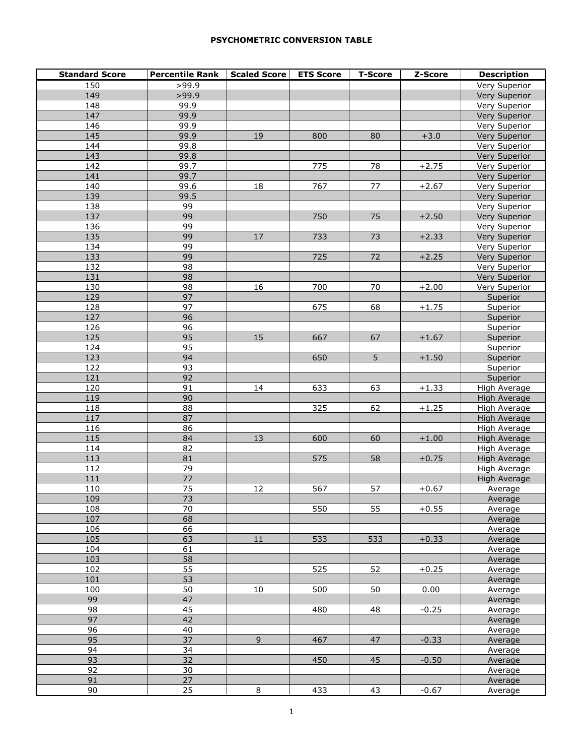**PSYCHOMETRIC CONVERSION TABLE**

| Standard Score | Percentile Rank | Scaled Score | ETS Score | T-Score | Z-Score | Description |
|---|---|---|---|---|---|---|
| 150 | >99.9 | | | | | Very Superior |
| 149 | >99.9 | | | | | Very Superior |
| 148 | 99.9 | | | | | Very Superior |
| 147 | 99.9 | | | | | Very Superior |
| 146 | 99.9 | | | | | Very Superior |
| 145 | 99.9 | 19 | 800 | 80 | +3.0 | Very Superior |
| 144 | 99.8 | | | | | Very Superior |
| 143 | 99.8 | | | | | Very Superior |
| 142 | 99.7 | | 775 | 78 | +2.75 | Very Superior |
| 141 | 99.7 | | | | | Very Superior |
| 140 | 99.6 | 18 | 767 | 77 | +2.67 | Very Superior |
| 139 | 99.5 | | | | | Very Superior |
| 138 | 99 | | | | | Very Superior |
| 137 | 99 | | 750 | 75 | +2.50 | Very Superior |
| 136 | 99 | | | | | Very Superior |
| 135 | 99 | 17 | 733 | 73 | +2.33 | Very Superior |
| 134 | 99 | | | | | Very Superior |
| 133 | 99 | | 725 | 72 | +2.25 | Very Superior |
| 132 | 98 | | | | | Very Superior |
| 131 | 98 | | | | | Very Superior |
| 130 | 98 | 16 | 700 | 70 | +2.00 | Very Superior |
| 129 | 97 | | | | | Superior |
| 128 | 97 | | 675 | 68 | +1.75 | Superior |
| 127 | 96 | | | | | Superior |
| 126 | 96 | | | | | Superior |
| 125 | 95 | 15 | 667 | 67 | +1.67 | Superior |
| 124 | 95 | | | | | Superior |
| 123 | 94 | | 650 | 5 | +1.50 | Superior |
| 122 | 93 | | | | | Superior |
| 121 | 92 | | | | | Superior |
| 120 | 91 | 14 | 633 | 63 | +1.33 | High Average |
| 119 | 90 | | | | | High Average |
| 118 | 88 | | 325 | 62 | +1.25 | High Average |
| 117 | 87 | | | | | High Average |
| 116 | 86 | | | | | High Average |
| 115 | 84 | 13 | 600 | 60 | +1.00 | High Average |
| 114 | 82 | | | | | High Average |
| 113 | 81 | | 575 | 58 | +0.75 | High Average |
| 112 | 79 | | | | | High Average |
| 111 | 77 | | | | | High Average |
| 110 | 75 | 12 | 567 | 57 | +0.67 | Average |
| 109 | 73 | | | | | Average |
| 108 | 70 | | 550 | 55 | +0.55 | Average |
| 107 | 68 | | | | | Average |
| 106 | 66 | | | | | Average |
| 105 | 63 | 11 | 533 | 533 | +0.33 | Average |
| 104 | 61 | | | | | Average |
| 103 | 58 | | | | | Average |
| 102 | 55 | | 525 | 52 | +0.25 | Average |
| 101 | 53 | | | | | Average |
| 100 | 50 | 10 | 500 | 50 | 0.00 | Average |
| 99 | 47 | | | | | Average |
| 98 | 45 | | 480 | 48 | -0.25 | Average |
| 97 | 42 | | | | | Average |
| 96 | 40 | | | | | Average |
| 95 | 37 | 9 | 467 | 47 | -0.33 | Average |
| 94 | 34 | | | | | Average |
| 93 | 32 | | 450 | 45 | -0.50 | Average |
| 92 | 30 | | | | | Average |
| 91 | 27 | | | | | Average |
| 90 | 25 | 8 | 433 | 43 | -0.67 | Average |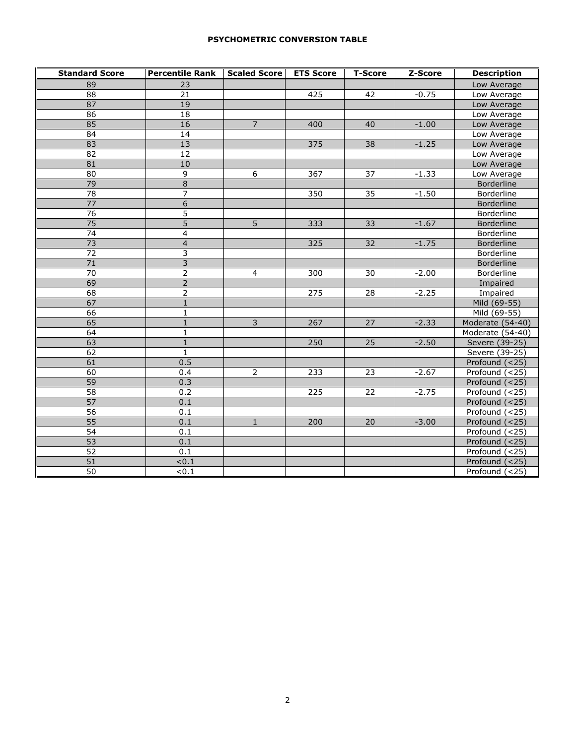**PSYCHOMETRIC CONVERSION TABLE**

| Standard Score | Percentile Rank | Scaled Score | ETS Score | T-Score | Z-Score | Description |
|---|---|---|---|---|---|---|
| 89 | 23 | | | | | Low Average |
| 88 | 21 | | 425 | 42 | -0.75 | Low Average |
| 87 | 19 | | | | | Low Average |
| 86 | 18 | | | | | Low Average |
| 85 | 16 | 7 | 400 | 40 | -1.00 | Low Average |
| 84 | 14 | | | | | Low Average |
| 83 | 13 | | 375 | 38 | -1.25 | Low Average |
| 82 | 12 | | | | | Low Average |
| 81 | 10 | | | | | Low Average |
| 80 | 9 | 6 | 367 | 37 | -1.33 | Low Average |
| 79 | 8 | | | | | Borderline |
| 78 | 7 | | 350 | 35 | -1.50 | Borderline |
| 77 | 6 | | | | | Borderline |
| 76 | 5 | | | | | Borderline |
| 75 | 5 | 5 | 333 | 33 | -1.67 | Borderline |
| 74 | 4 | | | | | Borderline |
| 73 | 4 | | 325 | 32 | -1.75 | Borderline |
| 72 | 3 | | | | | Borderline |
| 71 | 3 | | | | | Borderline |
| 70 | 2 | 4 | 300 | 30 | -2.00 | Borderline |
| 69 | 2 | | | | | Impaired |
| 68 | 2 | | 275 | 28 | -2.25 | Impaired |
| 67 | 1 | | | | | Mild (69-55) |
| 66 | 1 | | | | | Mild (69-55) |
| 65 | 1 | 3 | 267 | 27 | -2.33 | Moderate (54-40) |
| 64 | 1 | | | | | Moderate (54-40) |
| 63 | 1 | | 250 | 25 | -2.50 | Severe (39-25) |
| 62 | 1 | | | | | Severe (39-25) |
| 61 | 0.5 | | | | | Profound (<25) |
| 60 | 0.4 | 2 | 233 | 23 | -2.67 | Profound (<25) |
| 59 | 0.3 | | | | | Profound (<25) |
| 58 | 0.2 | | 225 | 22 | -2.75 | Profound (<25) |
| 57 | 0.1 | | | | | Profound (<25) |
| 56 | 0.1 | | | | | Profound (<25) |
| 55 | 0.1 | 1 | 200 | 20 | -3.00 | Profound (<25) |
| 54 | 0.1 | | | | | Profound (<25) |
| 53 | 0.1 | | | | | Profound (<25) |
| 52 | 0.1 | | | | | Profound (<25) |
| 51 | <0.1 | | | | | Profound (<25) |
| 50 | <0.1 | | | | | Profound (<25) |